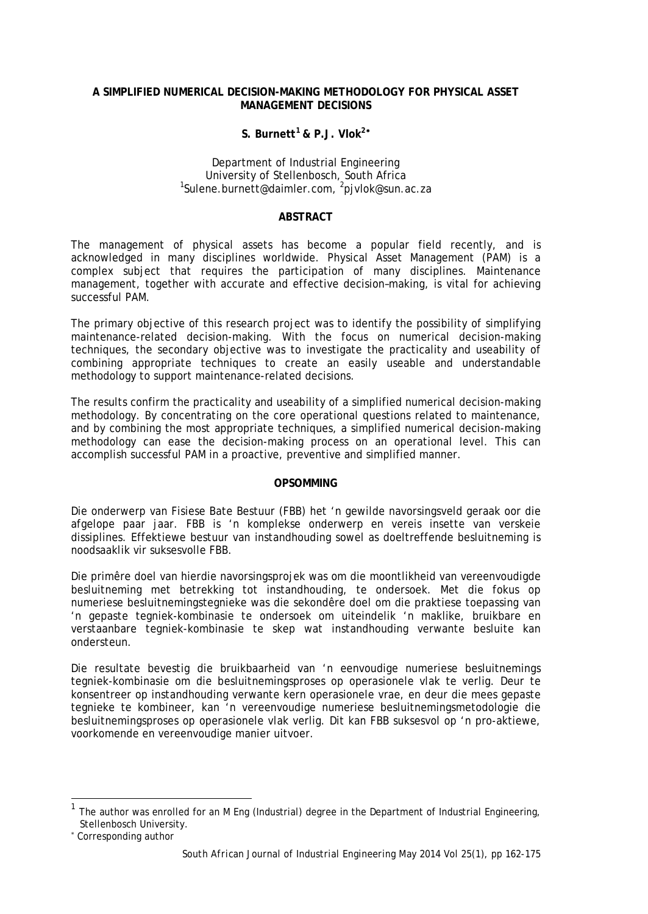# A SIMPLIFIED NUMERICAL DECISION-MAKING METHODOLOGY FOR PHYSICAL ASSET MANAGEMENT DECISIONS

**S. Burnett[1] & P.J. Vlok[2*]**

Department of Industrial Engineering
University of Stellenbosch, South Africa
[1]Sulene.burnett@daimler.com, [2]pjvlok@sun.ac.za

## ABSTRACT

The management of physical assets has become a popular field recently, and is acknowledged in many disciplines worldwide. Physical Asset Management (PAM) is a complex subject that requires the participation of many disciplines. Maintenance management, together with accurate and effective decision–making, is vital for achieving successful PAM.

The primary objective of this research project was to identify the possibility of simplifying maintenance-related decision-making. With the focus on numerical decision-making techniques, the secondary objective was to investigate the practicality and useability of combining appropriate techniques to create an easily useable and understandable methodology to support maintenance-related decisions.

The results confirm the practicality and useability of a simplified numerical decision-making methodology. By concentrating on the core operational questions related to maintenance, and by combining the most appropriate techniques, a simplified numerical decision-making methodology can ease the decision-making process on an operational level. This can accomplish successful PAM in a proactive, preventive and simplified manner.

## OPSOMMING

Die onderwerp van Fisiese Bate Bestuur (FBB) het 'n gewilde navorsingsveld geraak oor die afgelope paar jaar. FBB is 'n komplekse onderwerp en vereis insette van verskeie dissiplines. Effektiewe bestuur van instandhouding sowel as doeltreffende besluitneming is noodsaaklik vir suksesvolle FBB.

Die primêre doel van hierdie navorsingsprojek was om die moontlikheid van vereenvoudigde besluitneming met betrekking tot instandhouding, te ondersoek. Met die fokus op numeriese besluitnemingstegnieke was die sekondêre doel om die praktiese toepassing van 'n gepaste tegniek-kombinasie te ondersoek om uiteindelik 'n maklike, bruikbare en verstaanbare tegniek-kombinasie te skep wat instandhouding verwante besluite kan ondersteun.

Die resultate bevestig die bruikbaarheid van 'n eenvoudige numeriese besluitnemings tegniek-kombinasie om die besluitnemingsproses op operasionele vlak te verlig. Deur te konsentreer op instandhouding verwante kern operasionele vrae, en deur die mees gepaste tegnieke te kombineer, kan 'n vereenvoudigde numeriese besluitnemingsmetodologie die besluitnemingsproses op operasionele vlak verlig. Dit kan FBB suksesvol op 'n pro-aktiewe, voorkomende en vereenvoudigde manier uitvoer.

---

[1] The author was enrolled for an M Eng (Industrial) degree in the Department of Industrial Engineering, Stellenbosch University.

[*] Corresponding author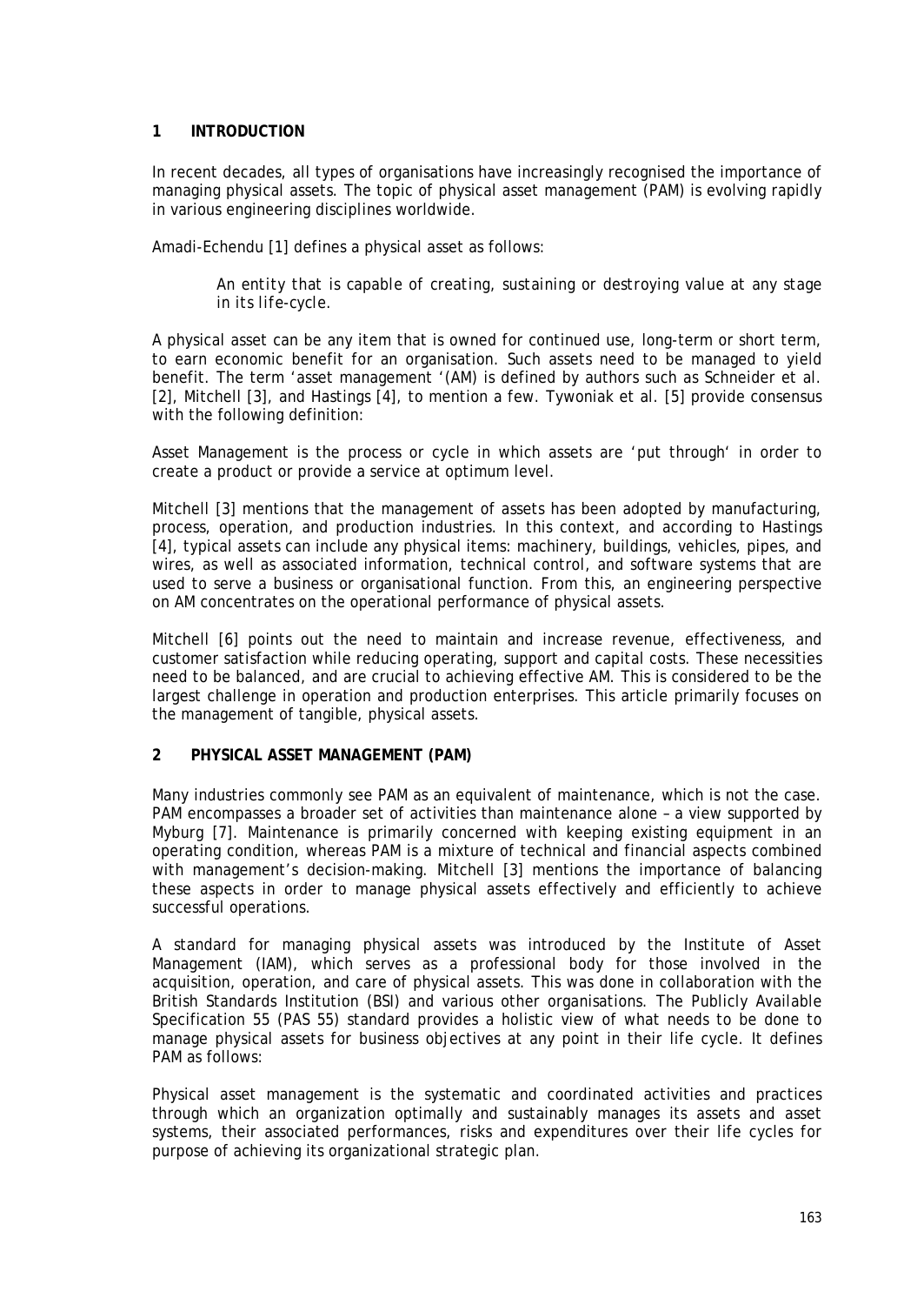## 1 INTRODUCTION

In recent decades, all types of organisations have increasingly recognised the importance of managing physical assets. The topic of physical asset management (PAM) is evolving rapidly in various engineering disciplines worldwide.

Amadi-Echendu [1] defines a physical asset as follows:

> *An entity that is capable of creating, sustaining or destroying value at any stage in its life-cycle.*

A physical asset can be any item that is owned for continued use, long-term or short term, to earn economic benefit for an organisation. Such assets need to be managed to yield benefit. The term 'asset management '(AM) is defined by authors such as Schneider et al. [2], Mitchell [3], and Hastings [4], to mention a few. Tywoniak et al. [5] provide consensus with the following definition:

Asset Management is the process or cycle in which assets are 'put through' in order to create a product or provide a service at optimum level.

Mitchell [3] mentions that the management of assets has been adopted by manufacturing, process, operation, and production industries. In this context, and according to Hastings [4], typical assets can include any physical items: machinery, buildings, vehicles, pipes, and wires, as well as associated information, technical control, and software systems that are used to serve a business or organisational function. From this, an engineering perspective on AM concentrates on the operational performance of physical assets.

Mitchell [6] points out the need to maintain and increase revenue, effectiveness, and customer satisfaction while reducing operating, support and capital costs. These necessities need to be balanced, and are crucial to achieving effective AM. This is considered to be the largest challenge in operation and production enterprises. This article primarily focuses on the management of tangible, physical assets.

## 2 PHYSICAL ASSET MANAGEMENT (PAM)

Many industries commonly see PAM as an equivalent of maintenance, which is not the case. PAM encompasses a broader set of activities than maintenance alone – a view supported by Myburg [7]. Maintenance is primarily concerned with keeping existing equipment in an operating condition, whereas PAM is a mixture of technical and financial aspects combined with management's decision-making. Mitchell [3] mentions the importance of balancing these aspects in order to manage physical assets effectively and efficiently to achieve successful operations.

A standard for managing physical assets was introduced by the Institute of Asset Management (IAM), which serves as a professional body for those involved in the acquisition, operation, and care of physical assets. This was done in collaboration with the British Standards Institution (BSI) and various other organisations. The Publicly Available Specification 55 (PAS 55) standard provides a holistic view of what needs to be done to manage physical assets for business objectives at any point in their life cycle. It defines PAM as follows:

Physical asset management is the systematic and coordinated activities and practices through which an organization optimally and sustainably manages its assets and asset systems, their associated performances, risks and expenditures over their life cycles for purpose of achieving its organizational strategic plan.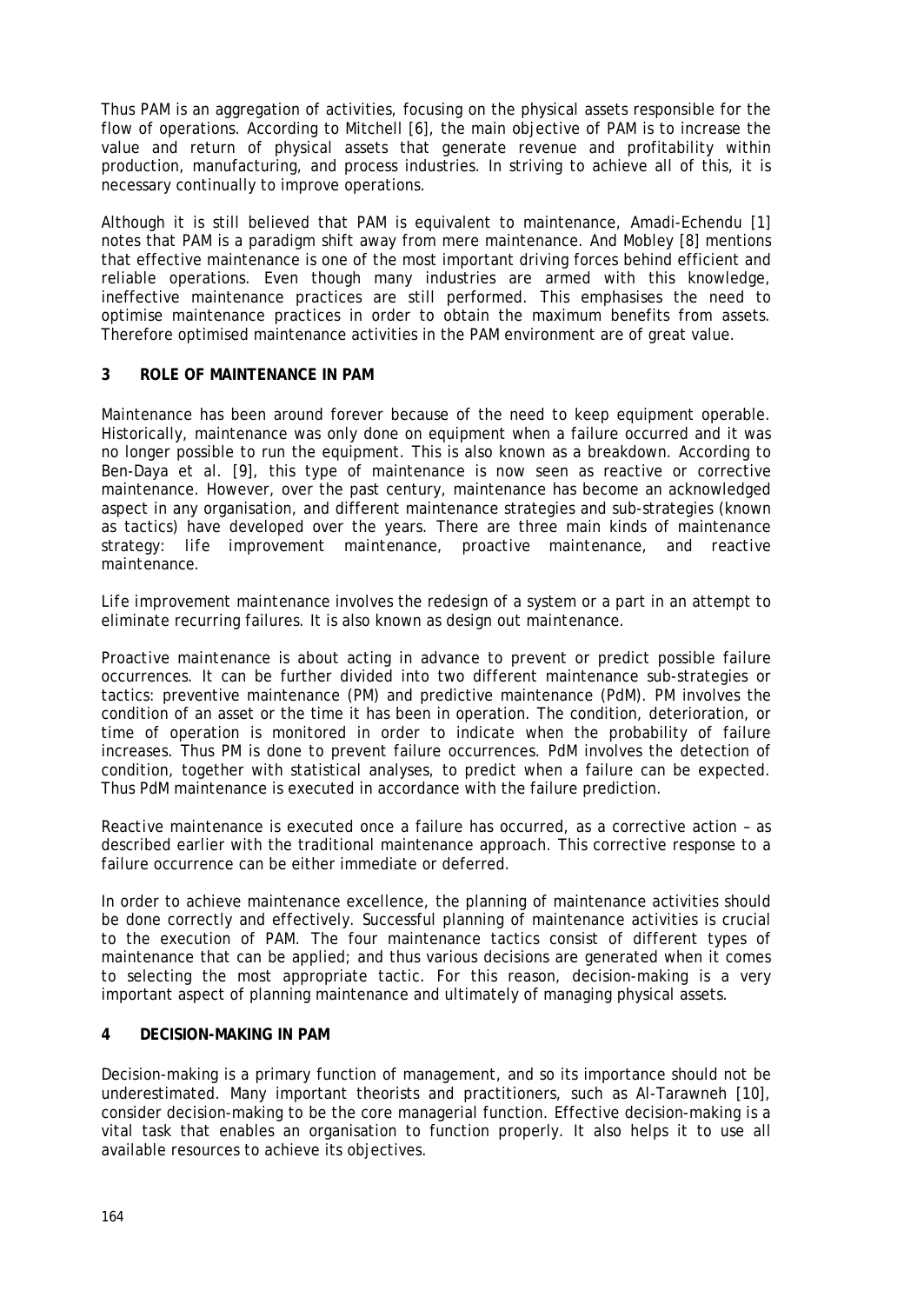Thus PAM is an aggregation of activities, focusing on the physical assets responsible for the flow of operations. According to Mitchell [6], the main objective of PAM is to increase the value and return of physical assets that generate revenue and profitability within production, manufacturing, and process industries. In striving to achieve all of this, it is necessary continually to improve operations.

Although it is still believed that PAM is equivalent to maintenance, Amadi-Echendu [1] notes that PAM is a paradigm shift away from mere maintenance. And Mobley [8] mentions that effective maintenance is one of the most important driving forces behind efficient and reliable operations. Even though many industries are armed with this knowledge, ineffective maintenance practices are still performed. This emphasises the need to optimise maintenance practices in order to obtain the maximum benefits from assets. Therefore optimised maintenance activities in the PAM environment are of great value.

## 3 ROLE OF MAINTENANCE IN PAM

Maintenance has been around forever because of the need to keep equipment operable. Historically, maintenance was only done on equipment when a failure occurred and it was no longer possible to run the equipment. This is also known as a breakdown. According to Ben-Daya et al. [9], this type of maintenance is now seen as reactive or corrective maintenance. However, over the past century, maintenance has become an acknowledged aspect in any organisation, and different maintenance strategies and sub-strategies (known as tactics) have developed over the years. There are three main kinds of maintenance strategy: *life improvement maintenance*, *proactive maintenance*, and *reactive maintenance*.

*Life improvement maintenance* involves the redesign of a system or a part in an attempt to eliminate recurring failures. It is also known as *design out maintenance*.

*Proactive maintenance* is about acting in advance to prevent or predict possible failure occurrences. It can be further divided into two different maintenance sub-strategies or tactics: preventive maintenance (PM) and predictive maintenance (PdM). PM involves the condition of an asset or the time it has been in operation. The condition, deterioration, or time of operation is monitored in order to indicate when the probability of failure increases. Thus PM is done to prevent failure occurrences. PdM involves the detection of condition, together with statistical analyses, to predict when a failure can be expected. Thus PdM maintenance is executed in accordance with the failure prediction.

*Reactive maintenance* is executed once a failure has occurred, as a corrective action – as described earlier with the traditional maintenance approach. This corrective response to a failure occurrence can be either immediate or deferred.

In order to achieve maintenance excellence, the planning of maintenance activities should be done correctly and effectively. Successful planning of maintenance activities is crucial to the execution of PAM. The four maintenance tactics consist of different types of maintenance that can be applied; and thus various decisions are generated when it comes to selecting the most appropriate tactic. For this reason, decision-making is a very important aspect of planning maintenance and ultimately of managing physical assets.

## 4 DECISION-MAKING IN PAM

Decision-making is a primary function of management, and so its importance should not be underestimated. Many important theorists and practitioners, such as Al-Tarawneh [10], consider decision-making to be the core managerial function. Effective decision-making is a vital task that enables an organisation to function properly. It also helps it to use all available resources to achieve its objectives.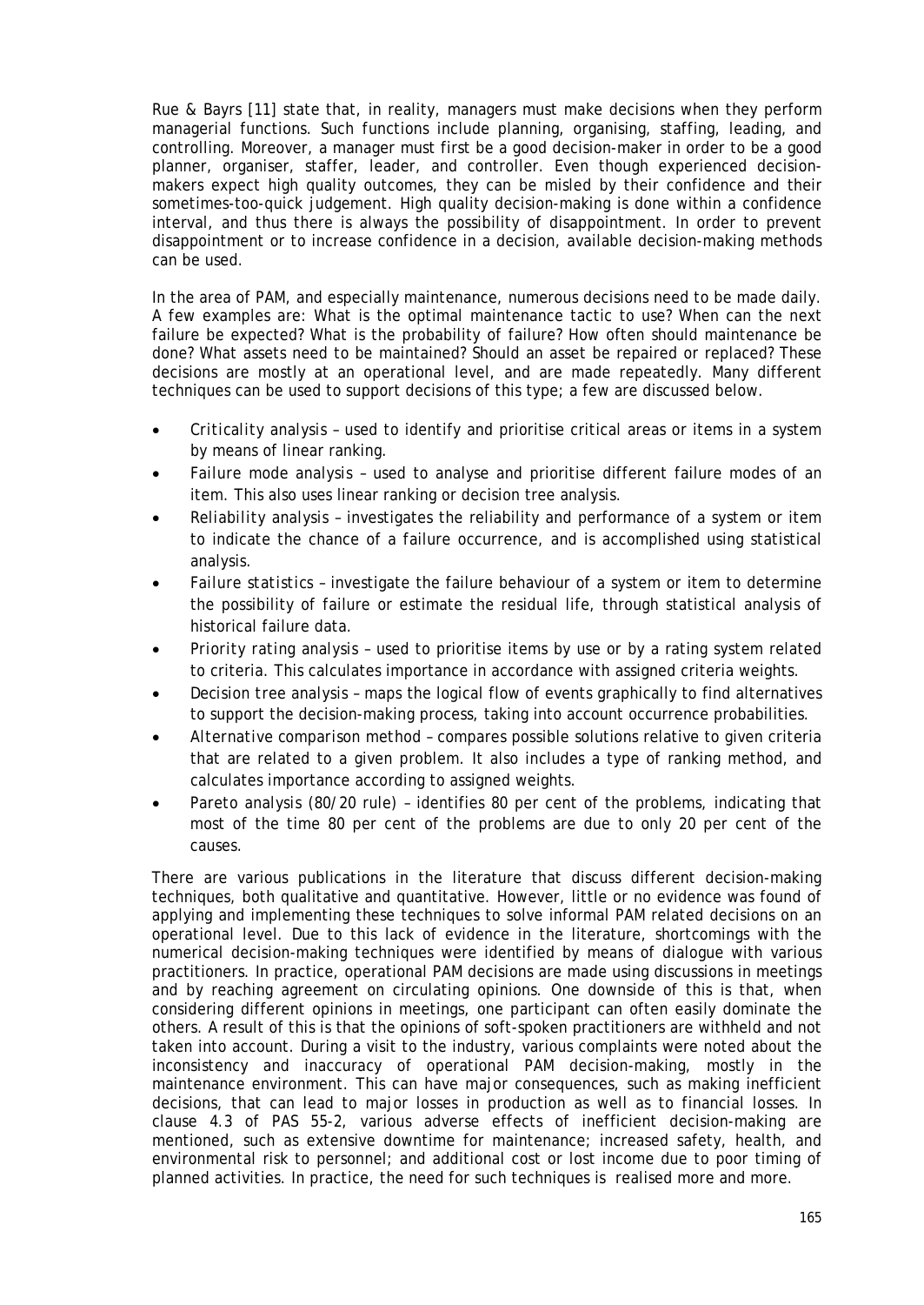Rue & Bayrs [11] state that, in reality, managers must make decisions when they perform managerial functions. Such functions include planning, organising, staffing, leading, and controlling. Moreover, a manager must first be a good decision-maker in order to be a good planner, organiser, staffer, leader, and controller. Even though experienced decision-makers expect high quality outcomes, they can be misled by their confidence and their sometimes-too-quick judgement. High quality decision-making is done within a confidence interval, and thus there is always the possibility of disappointment. In order to prevent disappointment or to increase confidence in a decision, available decision-making methods can be used.

In the area of PAM, and especially maintenance, numerous decisions need to be made daily. A few examples are: What is the optimal maintenance tactic to use? When can the next failure be expected? What is the probability of failure? How often should maintenance be done? What assets need to be maintained? Should an asset be repaired or replaced? These decisions are mostly at an operational level, and are made repeatedly. Many different techniques can be used to support decisions of this type; a few are discussed below.

- *Criticality analysis* – used to identify and prioritise critical areas or items in a system by means of linear ranking.
- *Failure mode analysis* – used to analyse and prioritise different failure modes of an item. This also uses linear ranking or decision tree analysis.
- *Reliability analysis* – investigates the reliability and performance of a system or item to indicate the chance of a failure occurrence, and is accomplished using statistical analysis.
- *Failure statistics* – investigate the failure behaviour of a system or item to determine the possibility of failure or estimate the residual life, through statistical analysis of historical failure data.
- *Priority rating analysis* – used to prioritise items by use or by a rating system related to criteria. This calculates importance in accordance with assigned criteria weights.
- *Decision tree analysis* – maps the logical flow of events graphically to find alternatives to support the decision-making process, taking into account occurrence probabilities.
- *Alternative comparison method* – compares possible solutions relative to given criteria that are related to a given problem. It also includes a type of ranking method, and calculates importance according to assigned weights.
- *Pareto analysis (80/20 rule)* – identifies 80 per cent of the problems, indicating that most of the time 80 per cent of the problems are due to only 20 per cent of the causes.

There are various publications in the literature that discuss different decision-making techniques, both qualitative and quantitative. However, little or no evidence was found of applying and implementing these techniques to solve informal PAM related decisions on an operational level. Due to this lack of evidence in the literature, shortcomings with the numerical decision-making techniques were identified by means of dialogue with various practitioners. In practice, operational PAM decisions are made using discussions in meetings and by reaching agreement on circulating opinions. One downside of this is that, when considering different opinions in meetings, one participant can often easily dominate the others. A result of this is that the opinions of soft-spoken practitioners are withheld and not taken into account. During a visit to the industry, various complaints were noted about the inconsistency and inaccuracy of operational PAM decision-making, mostly in the maintenance environment. This can have major consequences, such as making inefficient decisions, that can lead to major losses in production as well as to financial losses. In clause 4.3 of PAS 55-2, various adverse effects of inefficient decision-making are mentioned, such as extensive downtime for maintenance; increased safety, health, and environmental risk to personnel; and additional cost or lost income due to poor timing of planned activities. In practice, the need for such techniques is realised more and more.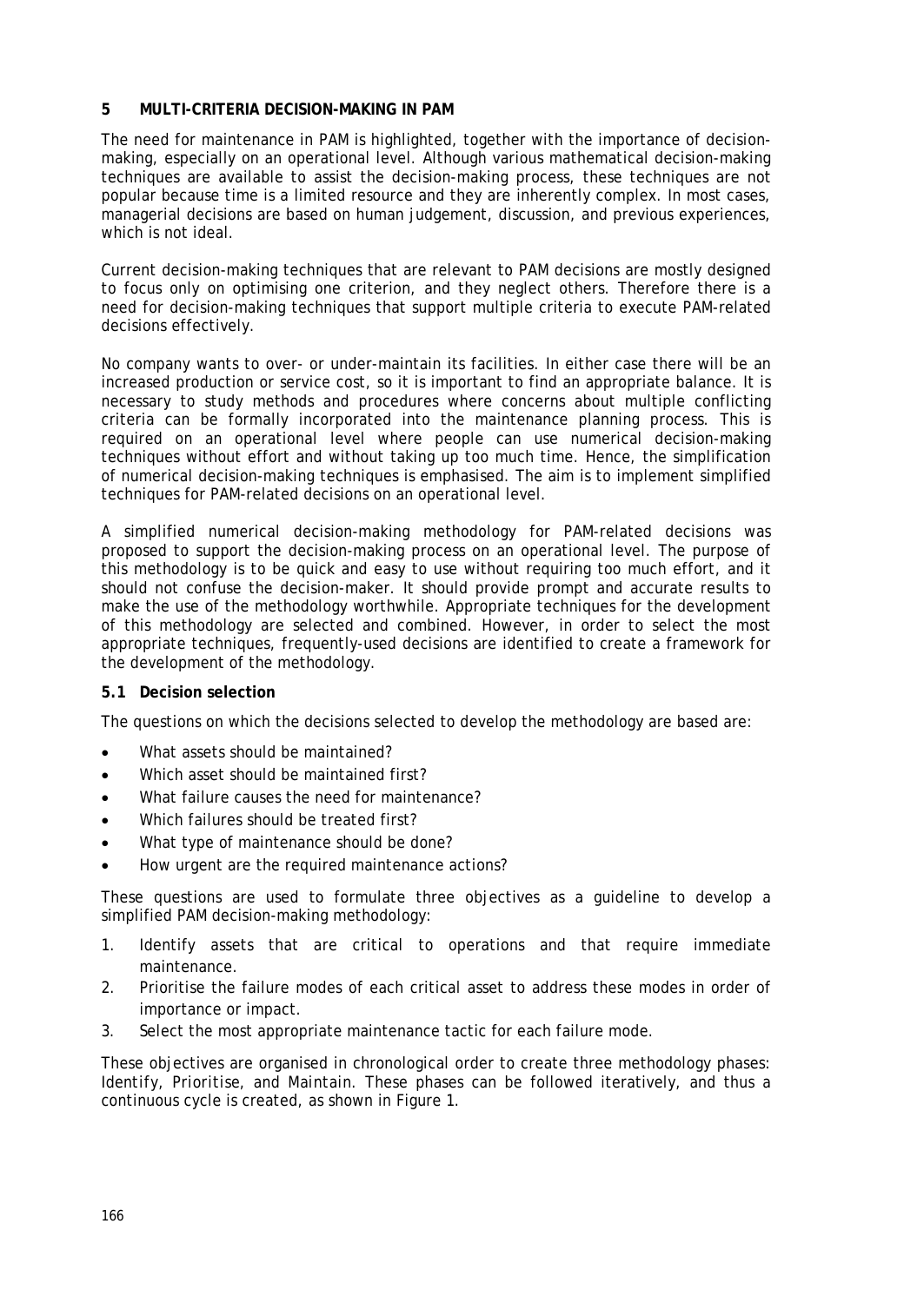## 5 MULTI-CRITERIA DECISION-MAKING IN PAM

The need for maintenance in PAM is highlighted, together with the importance of decision-making, especially on an operational level. Although various mathematical decision-making techniques are available to assist the decision-making process, these techniques are not popular because time is a limited resource and they are inherently complex. In most cases, managerial decisions are based on human judgement, discussion, and previous experiences, which is not ideal.

Current decision-making techniques that are relevant to PAM decisions are mostly designed to focus only on optimising one criterion, and they neglect others. Therefore there is a need for decision-making techniques that support multiple criteria to execute PAM-related decisions effectively.

No company wants to over- or under-maintain its facilities. In either case there will be an increased production or service cost, so it is important to find an appropriate balance. It is necessary to study methods and procedures where concerns about multiple conflicting criteria can be formally incorporated into the maintenance planning process. This is required on an operational level where people can use numerical decision-making techniques without effort and without taking up too much time. Hence, the simplification of numerical decision-making techniques is emphasised. The aim is to implement simplified techniques for PAM-related decisions on an operational level.

A simplified numerical decision-making methodology for PAM-related decisions was proposed to support the decision-making process on an operational level. The purpose of this methodology is to be quick and easy to use without requiring too much effort, and it should not confuse the decision-maker. It should provide prompt and accurate results to make the use of the methodology worthwhile. Appropriate techniques for the development of this methodology are selected and combined. However, in order to select the most appropriate techniques, frequently-used decisions are identified to create a framework for the development of the methodology.

### 5.1 Decision selection

The questions on which the decisions selected to develop the methodology are based are:

- What assets should be maintained?
- Which asset should be maintained first?
- What failure causes the need for maintenance?
- Which failures should be treated first?
- What type of maintenance should be done?
- How urgent are the required maintenance actions?

These questions are used to formulate three objectives as a guideline to develop a simplified PAM decision-making methodology:

1. Identify assets that are critical to operations and that require immediate maintenance.
2. Prioritise the failure modes of each critical asset to address these modes in order of importance or impact.
3. Select the most appropriate maintenance tactic for each failure mode.

These objectives are organised in chronological order to create three methodology phases: Identify, Prioritise, and Maintain. These phases can be followed iteratively, and thus a continuous cycle is created, as shown in Figure 1.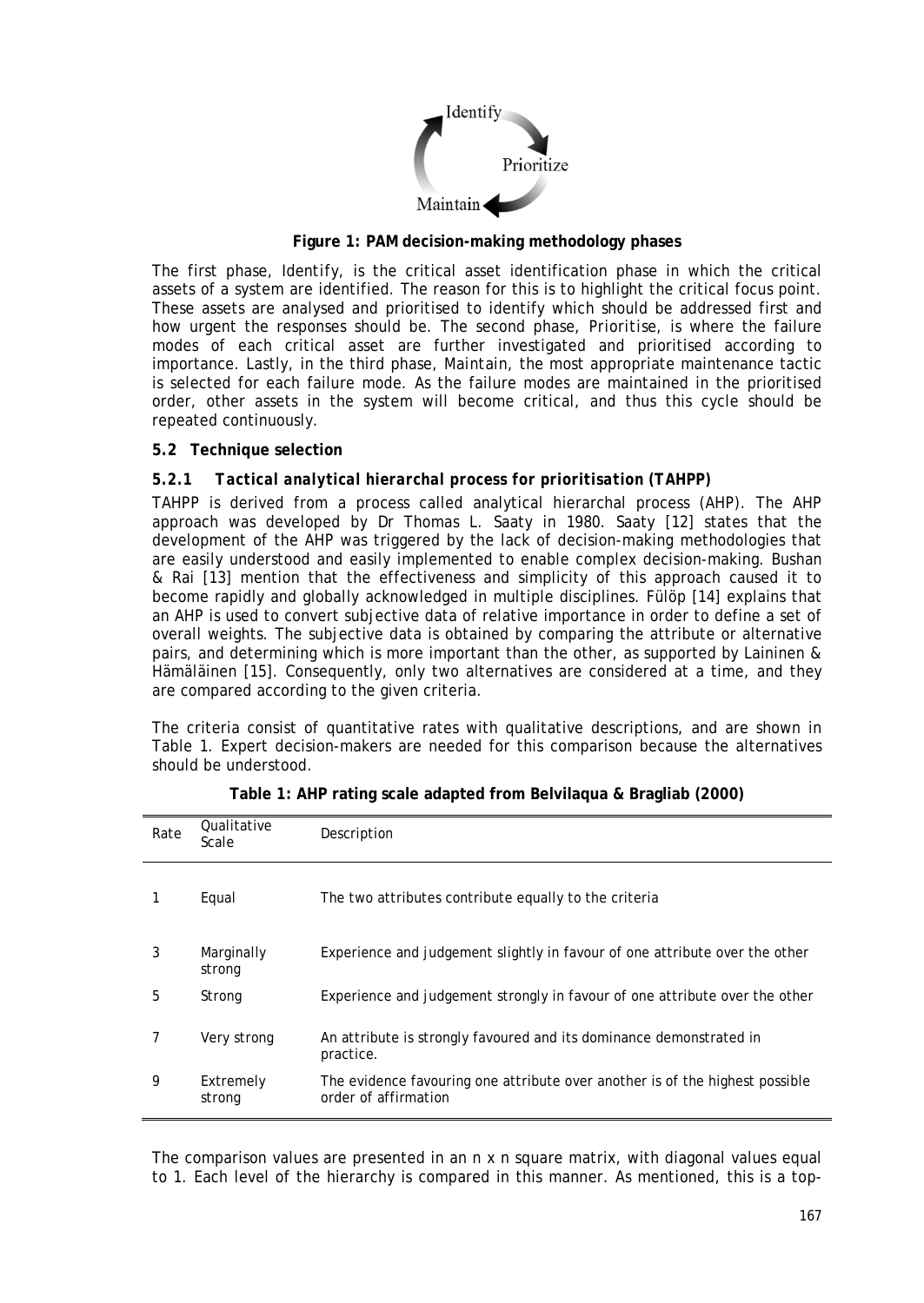**Figure 1: PAM decision-making methodology phases**

The first phase, *Identify*, is the critical asset identification phase in which the critical assets of a system are identified. The reason for this is to highlight the critical focus point. These assets are analysed and prioritised to identify which should be addressed first and how urgent the responses should be. The second phase, *Prioritise*, is where the failure modes of each critical asset are further investigated and prioritised according to importance. Lastly, in the third phase, *Maintain*, the most appropriate maintenance tactic is selected for each failure mode. As the failure modes are maintained in the prioritised order, other assets in the system will become critical, and thus this cycle should be repeated continuously.

### 5.2 Technique selection

#### 5.2.1 *Tactical analytical hierarchal process for prioritisation (TAHPP)*

TAHPP is derived from a process called analytical hierarchal process (AHP). The AHP approach was developed by Dr Thomas L. Saaty in 1980. Saaty [12] states that the development of the AHP was triggered by the lack of decision-making methodologies that are easily understood and easily implemented to enable complex decision-making. Bushan & Rai [13] mention that the effectiveness and simplicity of this approach caused it to become rapidly and globally acknowledged in multiple disciplines. Fülöp [14] explains that an AHP is used to convert subjective data of relative importance in order to define a set of overall weights. The subjective data is obtained by comparing the attribute or alternative pairs, and determining which is more important than the other, as supported by Laininen & Hämäläinen [15]. Consequently, only two alternatives are considered at a time, and they are compared according to the given criteria.

The criteria consist of quantitative rates with qualitative descriptions, and are shown in Table 1. Expert decision-makers are needed for this comparison because the alternatives should be understood.

**Table 1: AHP rating scale adapted from Belvilaqua & Bragliab (2000)**

| Rate | Qualitative Scale | Description |
|---|---|---|
| 1 | Equal | The two attributes contribute equally to the criteria |
| 3 | Marginally strong | Experience and judgement slightly in favour of one attribute over the other |
| 5 | Strong | Experience and judgement strongly in favour of one attribute over the other |
| 7 | Very strong | An attribute is strongly favoured and its dominance demonstrated in practice. |
| 9 | Extremely strong | The evidence favouring one attribute over another is of the highest possible order of affirmation |

The comparison values are presented in an n x n square matrix, with diagonal values equal to 1. Each level of the hierarchy is compared in this manner. As mentioned, this is a top-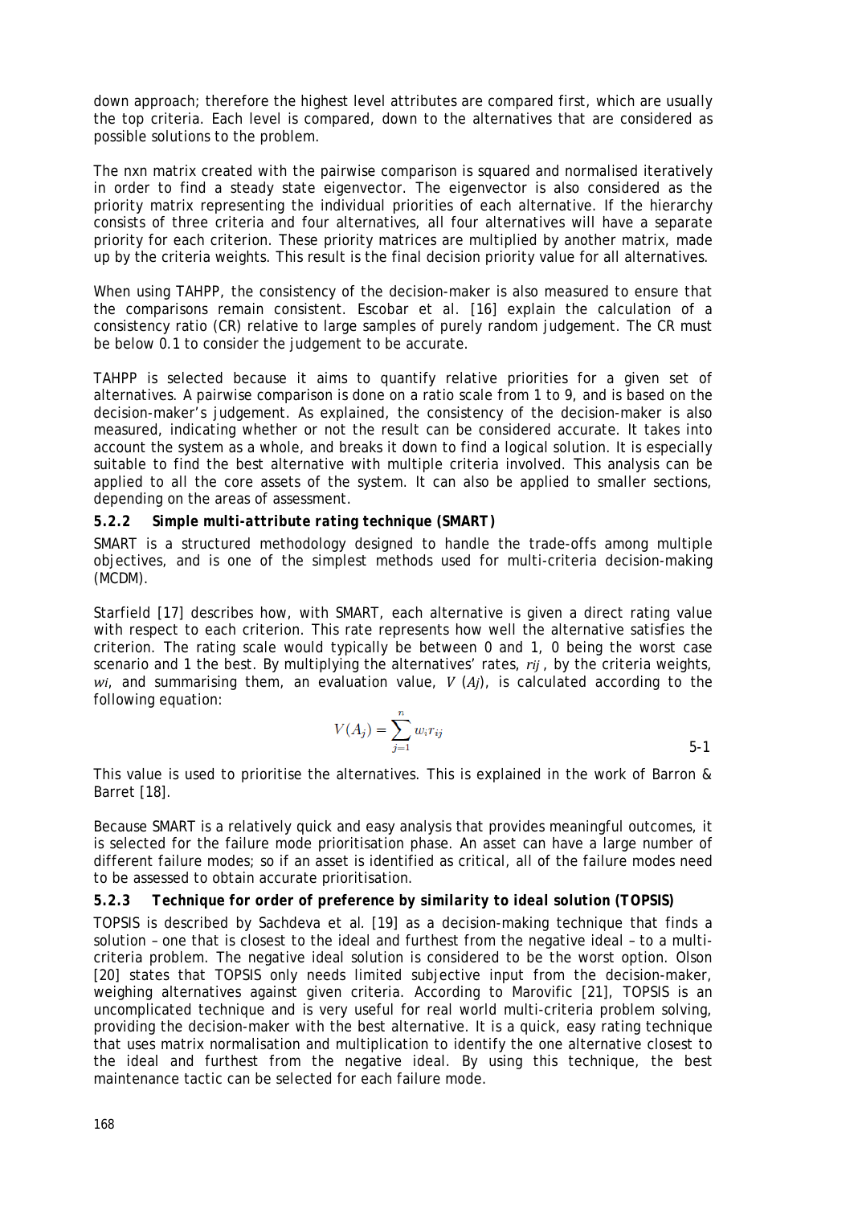down approach; therefore the highest level attributes are compared first, which are usually the top criteria. Each level is compared, down to the alternatives that are considered as possible solutions to the problem.

The nxn matrix created with the pairwise comparison is squared and normalised iteratively in order to find a steady state eigenvector. The eigenvector is also considered as the priority matrix representing the individual priorities of each alternative. If the hierarchy consists of three criteria and four alternatives, all four alternatives will have a separate priority for each criterion. These priority matrices are multiplied by another matrix, made up by the criteria weights. This result is the final decision priority value for all alternatives.

When using TAHPP, the consistency of the decision-maker is also measured to ensure that the comparisons remain consistent. Escobar et al. [16] explain the calculation of a consistency ratio (CR) relative to large samples of purely random judgement. The CR must be below 0.1 to consider the judgement to be accurate.

TAHPP is selected because it aims to quantify relative priorities for a given set of alternatives. A pairwise comparison is done on a ratio scale from 1 to 9, and is based on the decision-maker's judgement. As explained, the consistency of the decision-maker is also measured, indicating whether or not the result can be considered accurate. It takes into account the system as a whole, and breaks it down to find a logical solution. It is especially suitable to find the best alternative with multiple criteria involved. This analysis can be applied to all the core assets of the system. It can also be applied to smaller sections, depending on the areas of assessment.

### 5.2.2 Simple multi-attribute rating technique (SMART)

SMART is a structured methodology designed to handle the trade-offs among multiple objectives, and is one of the simplest methods used for multi-criteria decision-making (MCDM).

Starfield [17] describes how, with SMART, each alternative is given a direct rating value with respect to each criterion. This rate represents how well the alternative satisfies the criterion. The rating scale would typically be between 0 and 1, 0 being the worst case scenario and 1 the best. By multiplying the alternatives' rates, $r_{ij}$, by the criteria weights, $w_i$, and summarising them, an evaluation value, $V(A_j)$, is calculated according to the following equation:

$$V(A_j) = \sum_{j=1}^{n} w_i r_{ij} \quad \text{5-1}$$

This value is used to prioritise the alternatives. This is explained in the work of Barron & Barret [18].

Because SMART is a relatively quick and easy analysis that provides meaningful outcomes, it is selected for the failure mode prioritisation phase. An asset can have a large number of different failure modes; so if an asset is identified as critical, all of the failure modes need to be assessed to obtain accurate prioritisation.

### 5.2.3 Technique for order of preference by similarity to ideal solution (TOPSIS)

TOPSIS is described by Sachdeva et al. [19] as a decision-making technique that finds a solution – one that is closest to the ideal and furthest from the negative ideal – to a multi-criteria problem. The negative ideal solution is considered to be the worst option. Olson [20] states that TOPSIS only needs limited subjective input from the decision-maker, weighing alternatives against given criteria. According to Marovific [21], TOPSIS is an uncomplicated technique and is very useful for real world multi-criteria problem solving, providing the decision-maker with the best alternative. It is a quick, easy rating technique that uses matrix normalisation and multiplication to identify the one alternative closest to the ideal and furthest from the negative ideal. By using this technique, the best maintenance tactic can be selected for each failure mode.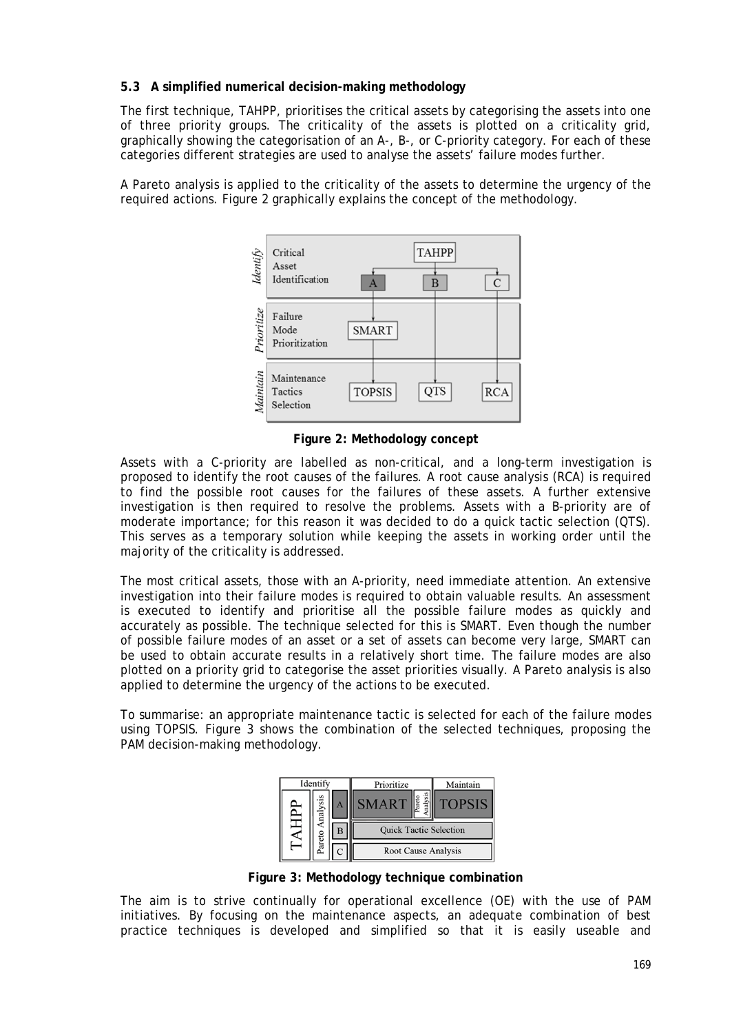### 5.3 A simplified numerical decision-making methodology

The first technique, TAHPP, prioritises the critical assets by categorising the assets into one of three priority groups. The criticality of the assets is plotted on a criticality grid, graphically showing the categorisation of an A-, B-, or C-priority category. For each of these categories different strategies are used to analyse the assets' failure modes further.

A Pareto analysis is applied to the criticality of the assets to determine the urgency of the required actions. Figure 2 graphically explains the concept of the methodology.

Identify
Critical Asset Identification
TAHPP
A
B
C
Prioritize
Failure Mode Prioritization
SMART
Maintain
Maintenance Tactics Selection
TOPSIS
QTS
RCA

**Figure 2: Methodology concept**

Assets with a C-priority are labelled as non-critical, and a long-term investigation is proposed to identify the root causes of the failures. A root cause analysis (RCA) is required to find the possible root causes for the failures of these assets. A further extensive investigation is then required to resolve the problems. Assets with a B-priority are of moderate importance; for this reason it was decided to do a quick tactic selection (QTS). This serves as a temporary solution while keeping the assets in working order until the majority of the criticality is addressed.

The most critical assets, those with an A-priority, need immediate attention. An extensive investigation into their failure modes is required to obtain valuable results. An assessment is executed to identify and prioritise all the possible failure modes as quickly and accurately as possible. The technique selected for this is SMART. Even though the number of possible failure modes of an asset or a set of assets can become very large, SMART can be used to obtain accurate results in a relatively short time. The failure modes are also plotted on a priority grid to categorise the asset priorities visually. A Pareto analysis is also applied to determine the urgency of the actions to be executed.

To summarise: an appropriate maintenance tactic is selected for each of the failure modes using TOPSIS. Figure 3 shows the combination of the selected techniques, proposing the PAM decision-making methodology.

Identify
TAHPP
Pareto Analysis
A
B
C
Prioritize
SMART
Pareto Analysis
Maintain
TOPSIS
Quick Tactic Selection
Root Cause Analysis

**Figure 3: Methodology technique combination**

The aim is to strive continually for operational excellence (OE) with the use of PAM initiatives. By focusing on the maintenance aspects, an adequate combination of best practice techniques is developed and simplified so that it is easily useable and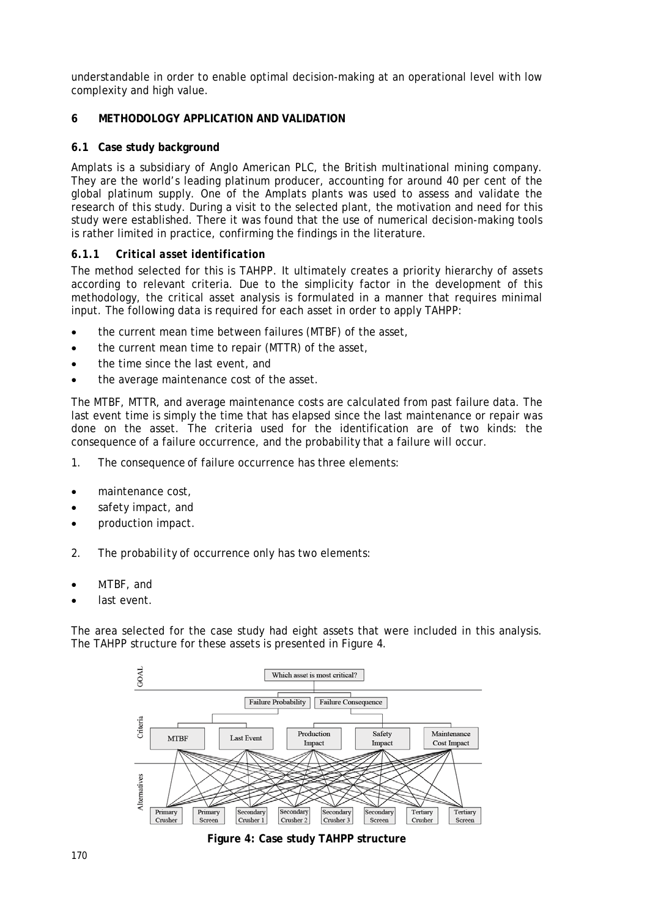understandable in order to enable optimal decision-making at an operational level with low complexity and high value.

## 6 METHODOLOGY APPLICATION AND VALIDATION

### 6.1 Case study background

Amplats is a subsidiary of Anglo American PLC, the British multinational mining company. They are the world's leading platinum producer, accounting for around 40 per cent of the global platinum supply. One of the Amplats plants was used to assess and validate the research of this study. During a visit to the selected plant, the motivation and need for this study were established. There it was found that the use of numerical decision-making tools is rather limited in practice, confirming the findings in the literature.

#### *6.1.1 Critical asset identification*

The method selected for this is TAHPP. It ultimately creates a priority hierarchy of assets according to relevant criteria. Due to the simplicity factor in the development of this methodology, the critical asset analysis is formulated in a manner that requires minimal input. The following data is required for each asset in order to apply TAHPP:

- the current mean time between failures (MTBF) of the asset,
- the current mean time to repair (MTTR) of the asset,
- the time since the last event, and
- the average maintenance cost of the asset.

The MTBF, MTTR, and average maintenance costs are calculated from past failure data. The last event time is simply the time that has elapsed since the last maintenance or repair was done on the asset. The criteria used for the identification are of two kinds: the consequence of a failure occurrence, and the probability that a failure will occur.

1. The consequence of failure occurrence has three elements:

- maintenance cost,
- safety impact, and
- production impact.

2. The probability of occurrence only has two elements:

- MTBF, and
- last event.

The area selected for the case study had eight assets that were included in this analysis. The TAHPP structure for these assets is presented in Figure 4.

GOAL
Which asset is most critical?
Failure Probability
Failure Consequence
Criteria
MTBF
Last Event
Production Impact
Safety Impact
Maintenance Cost Impact
Alternatives
Primary Crusher
Primary Screen
Secondary Crusher 1
Secondary Crusher 2
Secondary Crusher 3
Secondary Screen
Tertiary Crusher
Tertiary Screen

**Figure 4: Case study TAHPP structure**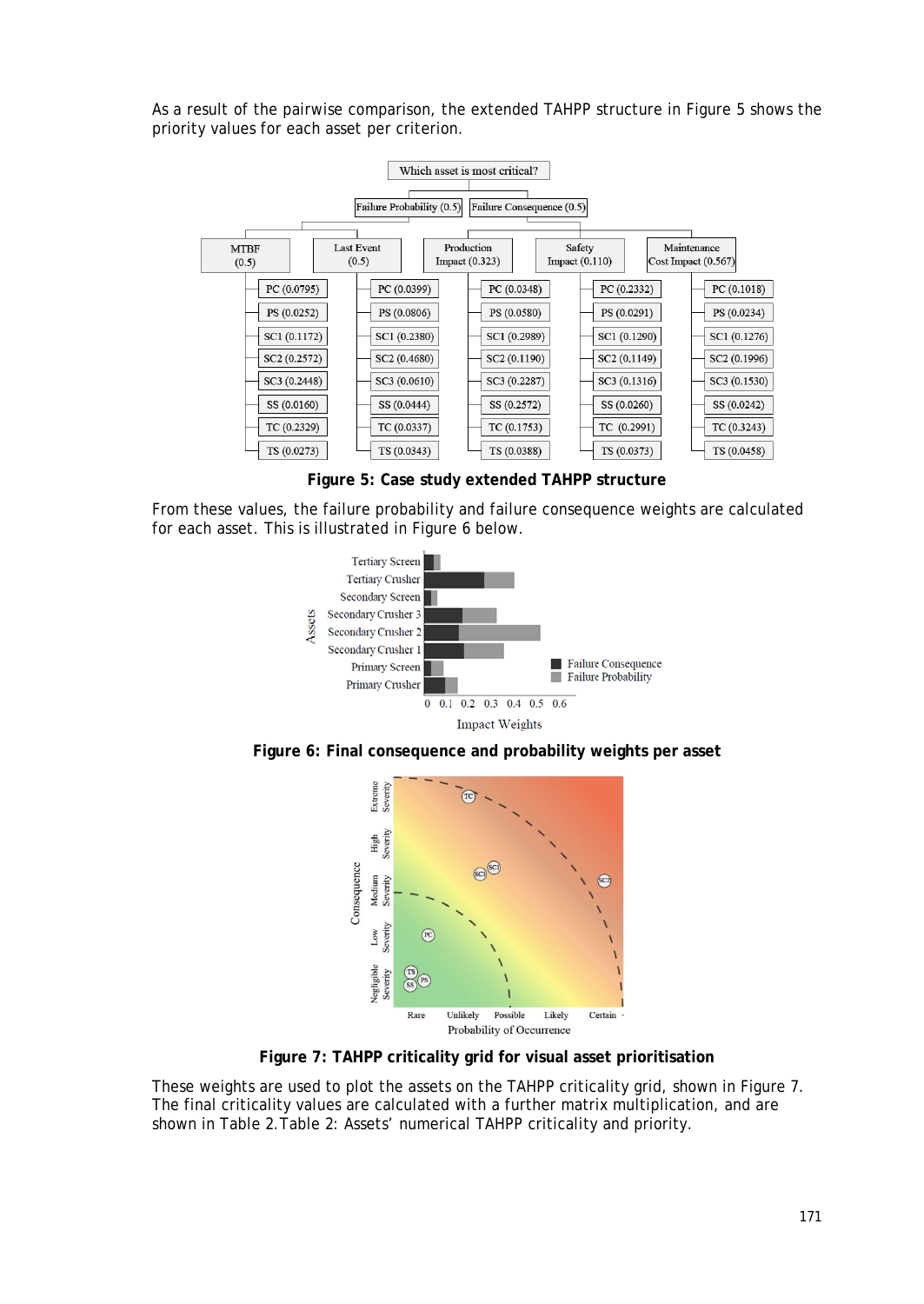As a result of the pairwise comparison, the extended TAHPP structure in Figure 5 shows the priority values for each asset per criterion.

Which asset is most critical?

Failure Probability (0.5)

Failure Consequence (0.5)

MTBF (0.5)

Last Event (0.5)

Production Impact (0.323)

Safety Impact (0.110)

Maintenance Cost Impact (0.567)

PC (0.0795)
PS (0.0252)
SC1 (0.1172)
SC2 (0.2572)
SC3 (0.2448)
SS (0.0160)
TC (0.2329)
TS (0.0273)

PC (0.0399)
PS (0.0806)
SC1 (0.2380)
SC2 (0.4680)
SC3 (0.0610)
SS (0.0444)
TC (0.0337)
TS (0.0343)

PC (0.0348)
PS (0.0580)
SC1 (0.2989)
SC2 (0.1190)
SC3 (0.2287)
SS (0.2572)
TC (0.1753)
TS (0.0388)

PC (0.2332)
PS (0.0291)
SC1 (0.1290)
SC2 (0.1149)
SC3 (0.1316)
SS (0.0260)
TC (0.2991)
TS (0.0373)

PC (0.1018)
PS (0.0234)
SC1 (0.1276)
SC2 (0.1996)
SC3 (0.1530)
SS (0.0242)
TC (0.3243)
TS (0.0458)

**Figure 5: Case study extended TAHPP structure**

From these values, the failure probability and failure consequence weights are calculated for each asset. This is illustrated in Figure 6 below.

Assets

Tertiary Screen
Tertiary Crusher
Secondary Screen
Secondary Crusher 3
Secondary Crusher 2
Secondary Crusher 1
Primary Screen
Primary Crusher

Failure Consequence
Failure Probability

0 0.1 0.2 0.3 0.4 0.5 0.6

Impact Weights

**Figure 6: Final consequence and probability weights per asset**

Consequence

Extreme Severity
High Severity
Medium Severity
Low Severity
Negligible Severity

TC SC3 SC1 SC2 PC TS SS PS

Rare Unlikely Possible Likely Certain

Probability of Occurrence

**Figure 7: TAHPP criticality grid for visual asset prioritisation**

These weights are used to plot the assets on the TAHPP criticality grid, shown in Figure 7. The final criticality values are calculated with a further matrix multiplication, and are shown in Table 2.Table 2: Assets' numerical TAHPP criticality and priority.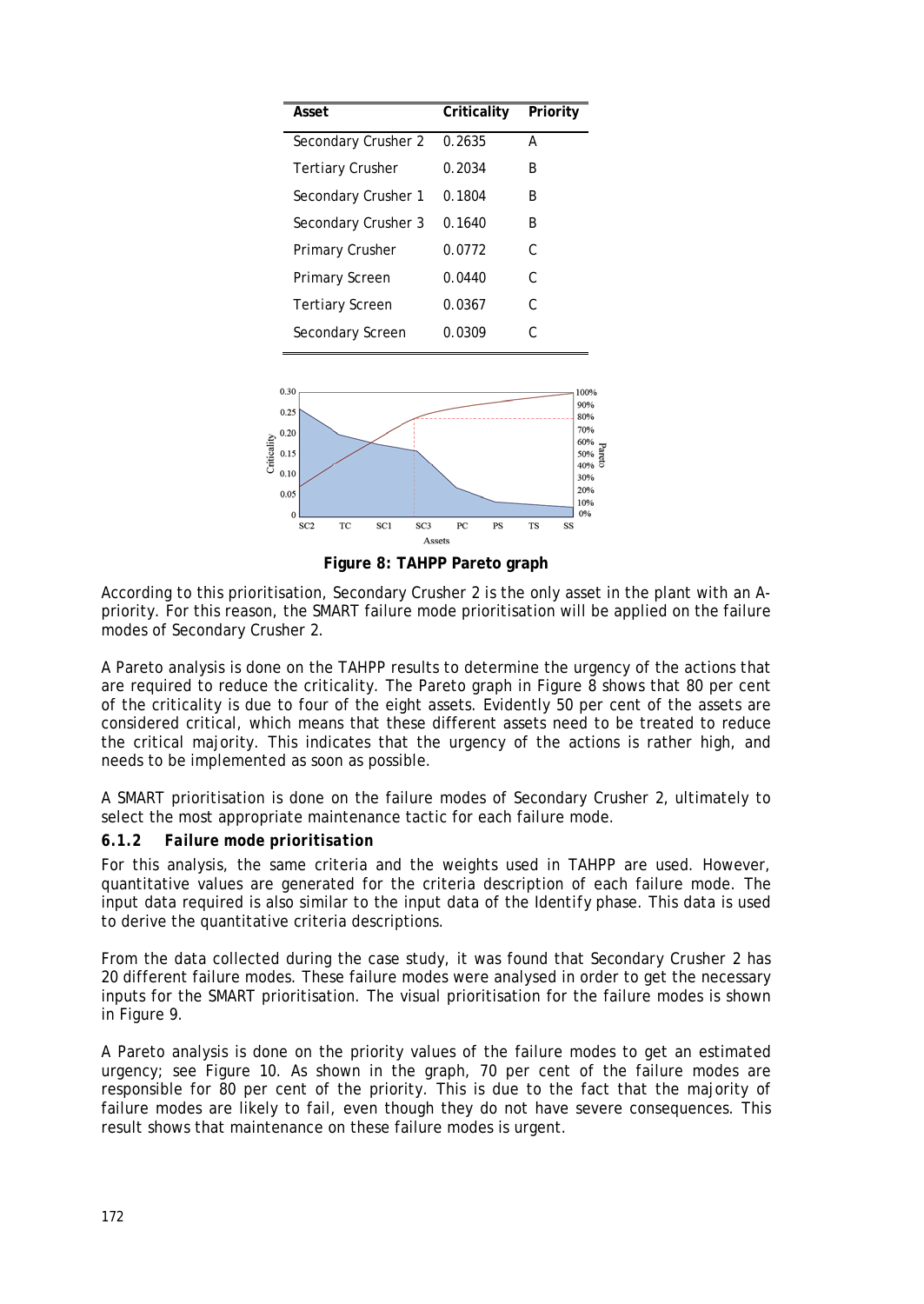| Asset | Criticality | Priority |
|---|---|---|
| Secondary Crusher 2 | 0.2635 | A |
| Tertiary Crusher | 0.2034 | B |
| Secondary Crusher 1 | 0.1804 | B |
| Secondary Crusher 3 | 0.1640 | B |
| Primary Crusher | 0.0772 | C |
| Primary Screen | 0.0440 | C |
| Tertiary Screen | 0.0367 | C |
| Secondary Screen | 0.0309 | C |

Criticality
0.30
0.25
0.20
0.15
0.10
0.05
0

Pareto
100%
90%
80%
70%
60%
50%
40%
30%
20%
10%
0%

SC2 TC SC1 SC3 PC PS TS SS

Assets

**Figure 8: TAHPP Pareto graph**

According to this prioritisation, Secondary Crusher 2 is the only asset in the plant with an A-priority. For this reason, the SMART failure mode prioritisation will be applied on the failure modes of Secondary Crusher 2.

A Pareto analysis is done on the TAHPP results to determine the urgency of the actions that are required to reduce the criticality. The Pareto graph in Figure 8 shows that 80 per cent of the criticality is due to four of the eight assets. Evidently 50 per cent of the assets are considered critical, which means that these different assets need to be treated to reduce the critical majority. This indicates that the urgency of the actions is rather high, and needs to be implemented as soon as possible.

A SMART prioritisation is done on the failure modes of Secondary Crusher 2, ultimately to select the most appropriate maintenance tactic for each failure mode.

### *6.1.2 Failure mode prioritisation*

For this analysis, the same criteria and the weights used in TAHPP are used. However, quantitative values are generated for the criteria description of each failure mode. The input data required is also similar to the input data of the Identify phase. This data is used to derive the quantitative criteria descriptions.

From the data collected during the case study, it was found that Secondary Crusher 2 has 20 different failure modes. These failure modes were analysed in order to get the necessary inputs for the SMART prioritisation. The visual prioritisation for the failure modes is shown in Figure 9.

A Pareto analysis is done on the priority values of the failure modes to get an estimated urgency; see Figure 10. As shown in the graph, 70 per cent of the failure modes are responsible for 80 per cent of the priority. This is due to the fact that the majority of failure modes are likely to fail, even though they do not have severe consequences. This result shows that maintenance on these failure modes is urgent.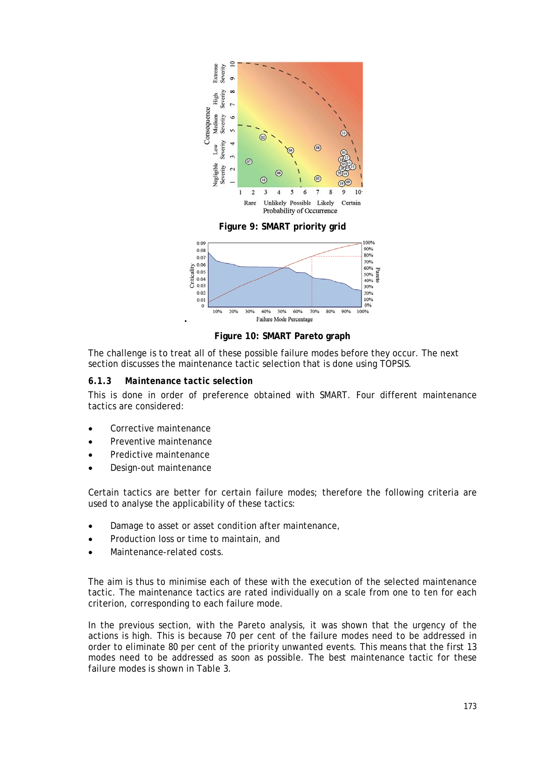**Figure 9: SMART priority grid**

**Figure 10: SMART Pareto graph**

The challenge is to treat all of these possible failure modes before they occur. The next section discusses the maintenance tactic selection that is done using TOPSIS.

### 6.1.3 *Maintenance tactic selection*

This is done in order of preference obtained with SMART. Four different maintenance tactics are considered:

- Corrective maintenance
- Preventive maintenance
- Predictive maintenance
- Design-out maintenance

Certain tactics are better for certain failure modes; therefore the following criteria are used to analyse the applicability of these tactics:

- Damage to asset or asset condition after maintenance,
- Production loss or time to maintain, and
- Maintenance-related costs.

The aim is thus to minimise each of these with the execution of the selected maintenance tactic. The maintenance tactics are rated individually on a scale from one to ten for each criterion, corresponding to each failure mode.

In the previous section, with the Pareto analysis, it was shown that the urgency of the actions is high. This is because 70 per cent of the failure modes need to be addressed in order to eliminate 80 per cent of the priority unwanted events. This means that the first 13 modes need to be addressed as soon as possible. The best maintenance tactic for these failure modes is shown in Table 3.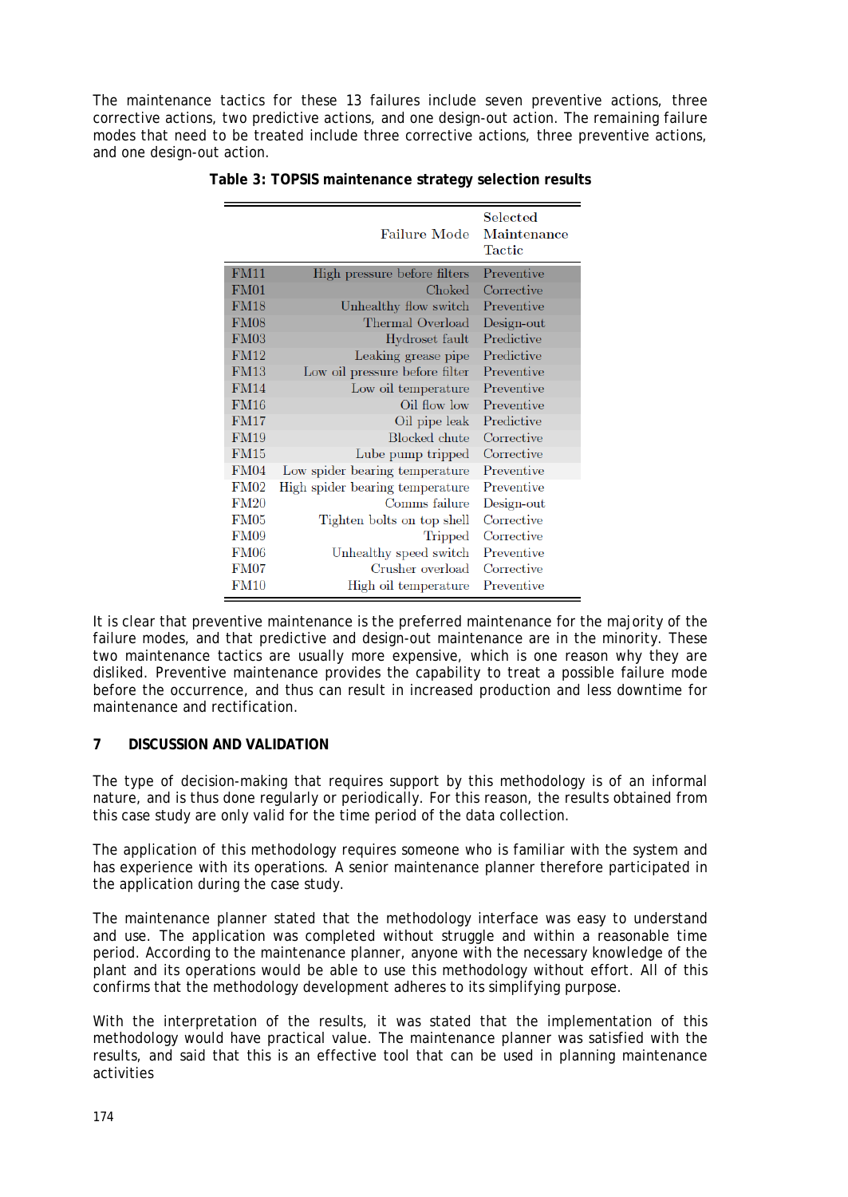The maintenance tactics for these 13 failures include seven preventive actions, three corrective actions, two predictive actions, and one design-out action. The remaining failure modes that need to be treated include three corrective actions, three preventive actions, and one design-out action.

**Table 3: TOPSIS maintenance strategy selection results**

| | Failure Mode | Selected Maintenance Tactic |
|---|---|---|
| FM11 | High pressure before filters | Preventive |
| FM01 | Choked | Corrective |
| FM18 | Unhealthy flow switch | Preventive |
| FM08 | Thermal Overload | Design-out |
| FM03 | Hydroset fault | Predictive |
| FM12 | Leaking grease pipe | Predictive |
| FM13 | Low oil pressure before filter | Preventive |
| FM14 | Low oil temperature | Preventive |
| FM16 | Oil flow low | Preventive |
| FM17 | Oil pipe leak | Predictive |
| FM19 | Blocked chute | Corrective |
| FM15 | Lube pump tripped | Corrective |
| FM04 | Low spider bearing temperature | Preventive |
| FM02 | High spider bearing temperature | Preventive |
| FM20 | Comms failure | Design-out |
| FM05 | Tighten bolts on top shell | Corrective |
| FM09 | Tripped | Corrective |
| FM06 | Unhealthy speed switch | Preventive |
| FM07 | Crusher overload | Corrective |
| FM10 | High oil temperature | Preventive |

It is clear that preventive maintenance is the preferred maintenance for the majority of the failure modes, and that predictive and design-out maintenance are in the minority. These two maintenance tactics are usually more expensive, which is one reason why they are disliked. Preventive maintenance provides the capability to treat a possible failure mode before the occurrence, and thus can result in increased production and less downtime for maintenance and rectification.

## 7 DISCUSSION AND VALIDATION

The type of decision-making that requires support by this methodology is of an informal nature, and is thus done regularly or periodically. For this reason, the results obtained from this case study are only valid for the time period of the data collection.

The application of this methodology requires someone who is familiar with the system and has experience with its operations. A senior maintenance planner therefore participated in the application during the case study.

The maintenance planner stated that the methodology interface was easy to understand and use. The application was completed without struggle and within a reasonable time period. According to the maintenance planner, anyone with the necessary knowledge of the plant and its operations would be able to use this methodology without effort. All of this confirms that the methodology development adheres to its simplifying purpose.

With the interpretation of the results, it was stated that the implementation of this methodology would have practical value. The maintenance planner was satisfied with the results, and said that this is an effective tool that can be used in planning maintenance activities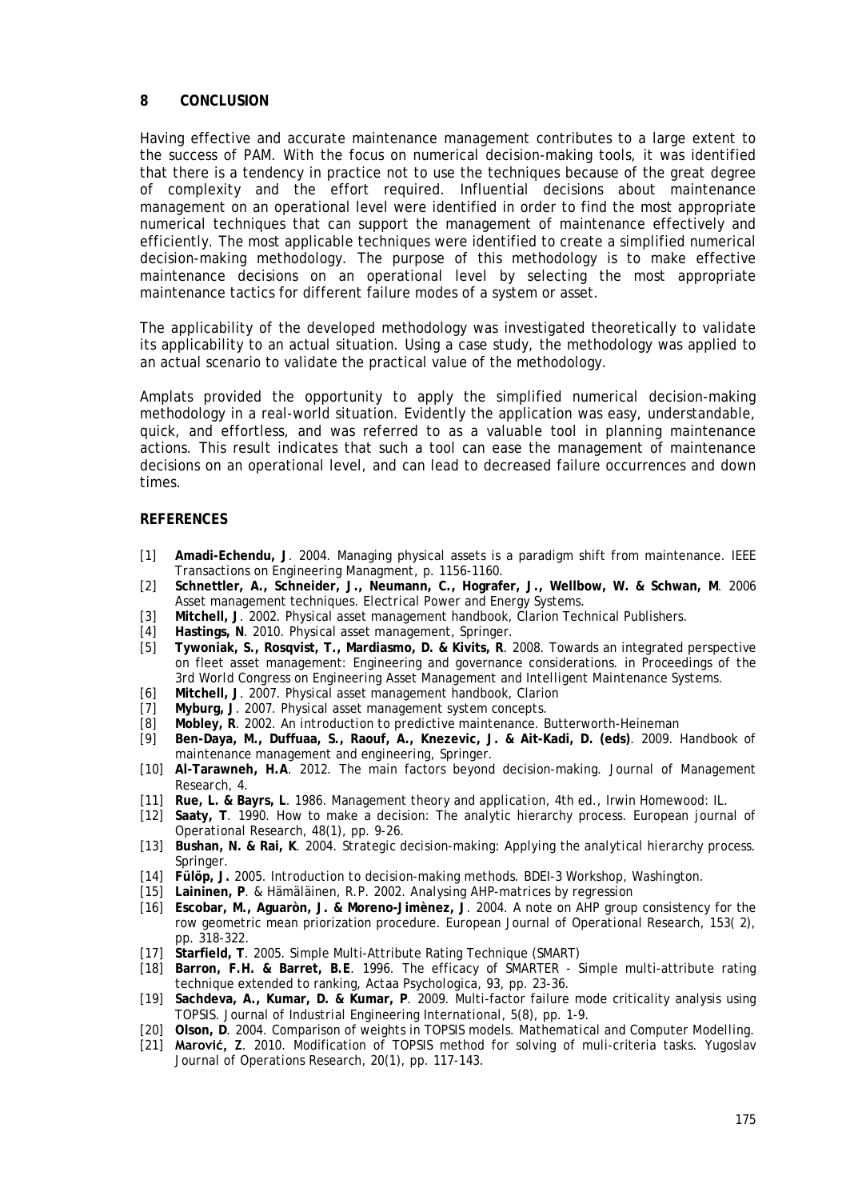## 8 CONCLUSION

Having effective and accurate maintenance management contributes to a large extent to the success of PAM. With the focus on numerical decision-making tools, it was identified that there is a tendency in practice not to use the techniques because of the great degree of complexity and the effort required. Influential decisions about maintenance management on an operational level were identified in order to find the most appropriate numerical techniques that can support the management of maintenance effectively and efficiently. The most applicable techniques were identified to create a simplified numerical decision-making methodology. The purpose of this methodology is to make effective maintenance decisions on an operational level by selecting the most appropriate maintenance tactics for different failure modes of a system or asset.

The applicability of the developed methodology was investigated theoretically to validate its applicability to an actual situation. Using a case study, the methodology was applied to an actual scenario to validate the practical value of the methodology.

Amplats provided the opportunity to apply the simplified numerical decision-making methodology in a real-world situation. Evidently the application was easy, understandable, quick, and effortless, and was referred to as a valuable tool in planning maintenance actions. This result indicates that such a tool can ease the management of maintenance decisions on an operational level, and can lead to decreased failure occurrences and down times.

## REFERENCES

[1] **Amadi-Echendu, J**. 2004. Managing physical assets is a paradigm shift from maintenance. IEEE Transactions on Engineering Managment, p. 1156-1160.

[2] **Schnettler, A., Schneider, J., Neumann, C., Hografer, J., Wellbow, W. & Schwan, M**. 2006 Asset management techniques. Electrical Power and Energy Systems.

[3] **Mitchell, J**. 2002. Physical asset management handbook, Clarion Technical Publishers.

[4] **Hastings, N**. 2010. Physical asset management, Springer.

[5] **Tywoniak, S., Rosqvist, T., Mardiasmo, D. & Kivits, R**. 2008. Towards an integrated perspective on fleet asset management: Engineering and governance considerations. in Proceedings of the 3rd World Congress on Engineering Asset Management and Intelligent Maintenance Systems.

[6] **Mitchell, J**. 2007. Physical asset management handbook, Clarion

[7] **Myburg, J**. 2007. Physical asset management system concepts.

[8] **Mobley, R**. 2002. An introduction to predictive maintenance. Butterworth-Heineman

[9] **Ben-Daya, M., Duffuaa, S., Raouf, A., Knezevic, J. & Ait-Kadi, D. (eds)**. 2009. Handbook of maintenance management and engineering, Springer.

[10] **Al-Tarawneh, H.A**. 2012. The main factors beyond decision-making. Journal of Management Research, 4.

[11] **Rue, L. & Bayrs, L**. 1986. Management theory and application, 4th ed., Irwin Homewood: IL.

[12] **Saaty, T**. 1990. How to make a decision: The analytic hierarchy process. European journal of Operational Research, 48(1), pp. 9-26.

[13] **Bushan, N. & Rai, K**. 2004. Strategic decision-making: Applying the analytical hierarchy process. Springer.

[14] **Fülöp, J.** 2005. Introduction to decision-making methods. BDEI-3 Workshop, Washington.

[15] **Laininen, P**. & Hämäläinen, R.P. 2002. Analysing AHP-matrices by regression

[16] **Escobar, M., Aguaròn, J. & Moreno-Jimènez, J**. 2004. A note on AHP group consistency for the row geometric mean priorization procedure. European Journal of Operational Research, 153( 2), pp. 318-322.

[17] **Starfield, T**. 2005. Simple Multi-Attribute Rating Technique (SMART)

[18] **Barron, F.H. & Barret, B.E**. 1996. The efficacy of SMARTER - Simple multi-attribute rating technique extended to ranking, Actaa Psychologica, 93, pp. 23-36.

[19] **Sachdeva, A., Kumar, D. & Kumar, P**. 2009. Multi-factor failure mode criticality analysis using TOPSIS. Journal of Industrial Engineering International, 5(8), pp. 1-9.

[20] **Olson, D**. 2004. Comparison of weights in TOPSIS models. Mathematical and Computer Modelling.

[21] **Marović, Z**. 2010. Modification of TOPSIS method for solving of muli-criteria tasks. Yugoslav Journal of Operations Research, 20(1), pp. 117-143.